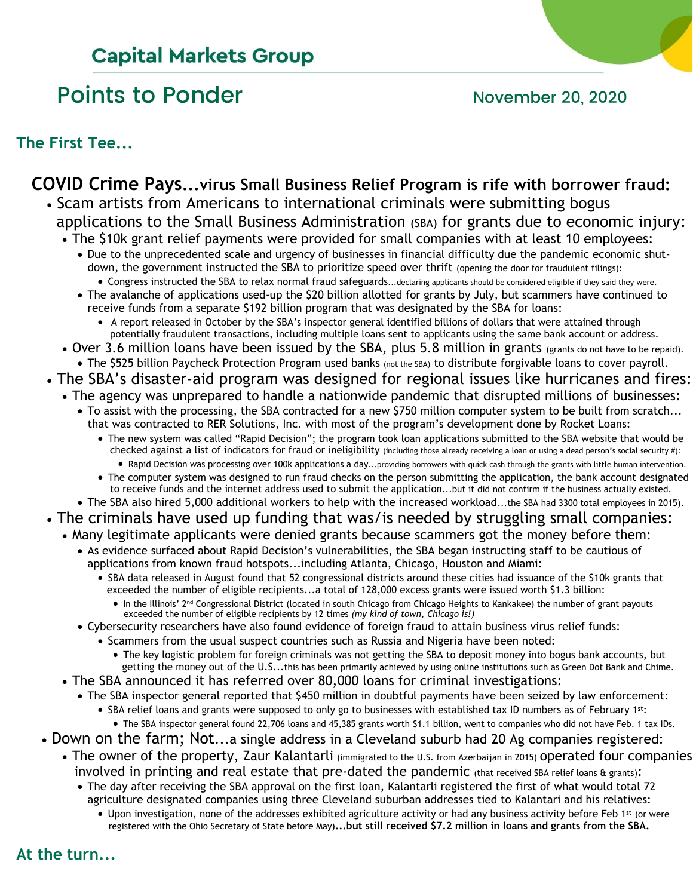## Capital Markets Group

# Points to Ponder

November 20, 2020

### The First Tee...

**COVID Crime Pays...virus Small Business Relief Program is rife with borrower fraud:**

- Scam artists from Americans to international criminals were submitting bogus applications to the Small Business Administration (SBA) for grants due to economic injury:
  - The $10k grant relief payments were provided for small companies with at least 10 employees:
    - Due to the unprecedented scale and urgency of businesses in financial difficulty due the pandemic economic shut-down, the government instructed the SBA to prioritize speed over thrift (opening the door for fraudulent filings):
      - Congress instructed the SBA to relax normal fraud safeguards...declaring applicants should be considered eligible if they said they were.
    - The avalanche of applications used-up the $20 billion allotted for grants by July, but scammers have continued to receive funds from a separate $192 billion program that was designated by the SBA for loans:
      - A report released in October by the SBA's inspector general identified billions of dollars that were attained through potentially fraudulent transactions, including multiple loans sent to applicants using the same bank account or address.
  - Over 3.6 million loans have been issued by the SBA, plus 5.8 million in grants (grants do not have to be repaid).
    - The $525 billion Paycheck Protection Program used banks (not the SBA) to distribute forgivable loans to cover payroll.
- The SBA's disaster-aid program was designed for regional issues like hurricanes and fires:
  - The agency was unprepared to handle a nationwide pandemic that disrupted millions of businesses:
    - To assist with the processing, the SBA contracted for a new $750 million computer system to be built from scratch... that was contracted to RER Solutions, Inc. with most of the program's development done by Rocket Loans:
      - The new system was called "Rapid Decision"; the program took loan applications submitted to the SBA website that would be checked against a list of indicators for fraud or ineligibility (including those already receiving a loan or using a dead person's social security #):
        - Rapid Decision was processing over 100k applications a day...providing borrowers with quick cash through the grants with little human intervention.
      - The computer system was designed to run fraud checks on the person submitting the application, the bank account designated to receive funds and the internet address used to submit the application...but it did not confirm if the business actually existed.
  - The SBA also hired 5,000 additional workers to help with the increased workload...the SBA had 3300 total employees in 2015).
- The criminals have used up funding that was/is needed by struggling small companies:
  - Many legitimate applicants were denied grants because scammers got the money before them:
    - As evidence surfaced about Rapid Decision's vulnerabilities, the SBA began instructing staff to be cautious of applications from known fraud hotspots...including Atlanta, Chicago, Houston and Miami:
      - SBA data released in August found that 52 congressional districts around these cities had issuance of the $10k grants that exceeded the number of eligible recipients...a total of 128,000 excess grants were issued worth $1.3 billion:
        - In the Illinois' 2nd Congressional District (located in south Chicago from Chicago Heights to Kankakee) the number of grant payouts exceeded the number of eligible recipients by 12 times *(my kind of town, Chicago is!)*
    - Cybersecurity researchers have also found evidence of foreign fraud to attain business virus relief funds:
      - Scammers from the usual suspect countries such as Russia and Nigeria have been noted:
        - The key logistic problem for foreign criminals was not getting the SBA to deposit money into bogus bank accounts, but getting the money out of the U.S...this has been primarily achieved by using online institutions such as Green Dot Bank and Chime.
  - The SBA announced it has referred over 80,000 loans for criminal investigations:
    - The SBA inspector general reported that $450 million in doubtful payments have been seized by law enforcement:
      - SBA relief loans and grants were supposed to only go to businesses with established tax ID numbers as of February 1st:
        - The SBA inspector general found 22,706 loans and 45,385 grants worth $1.1 billion, went to companies who did not have Feb. 1 tax IDs.
- Down on the farm; Not...a single address in a Cleveland suburb had 20 Ag companies registered:
  - The owner of the property, Zaur Kalantarli (immigrated to the U.S. from Azerbaijan in 2015) operated four companies involved in printing and real estate that pre-dated the pandemic (that received SBA relief loans & grants):
    - The day after receiving the SBA approval on the first loan, Kalantarli registered the first of what would total 72 agriculture designated companies using three Cleveland suburban addresses tied to Kalantari and his relatives:
      - Upon investigation, none of the addresses exhibited agriculture activity or had any business activity before Feb 1st (or were registered with the Ohio Secretary of State before May)**...but still received $7.2 million in loans and grants from the SBA.**

### At the turn...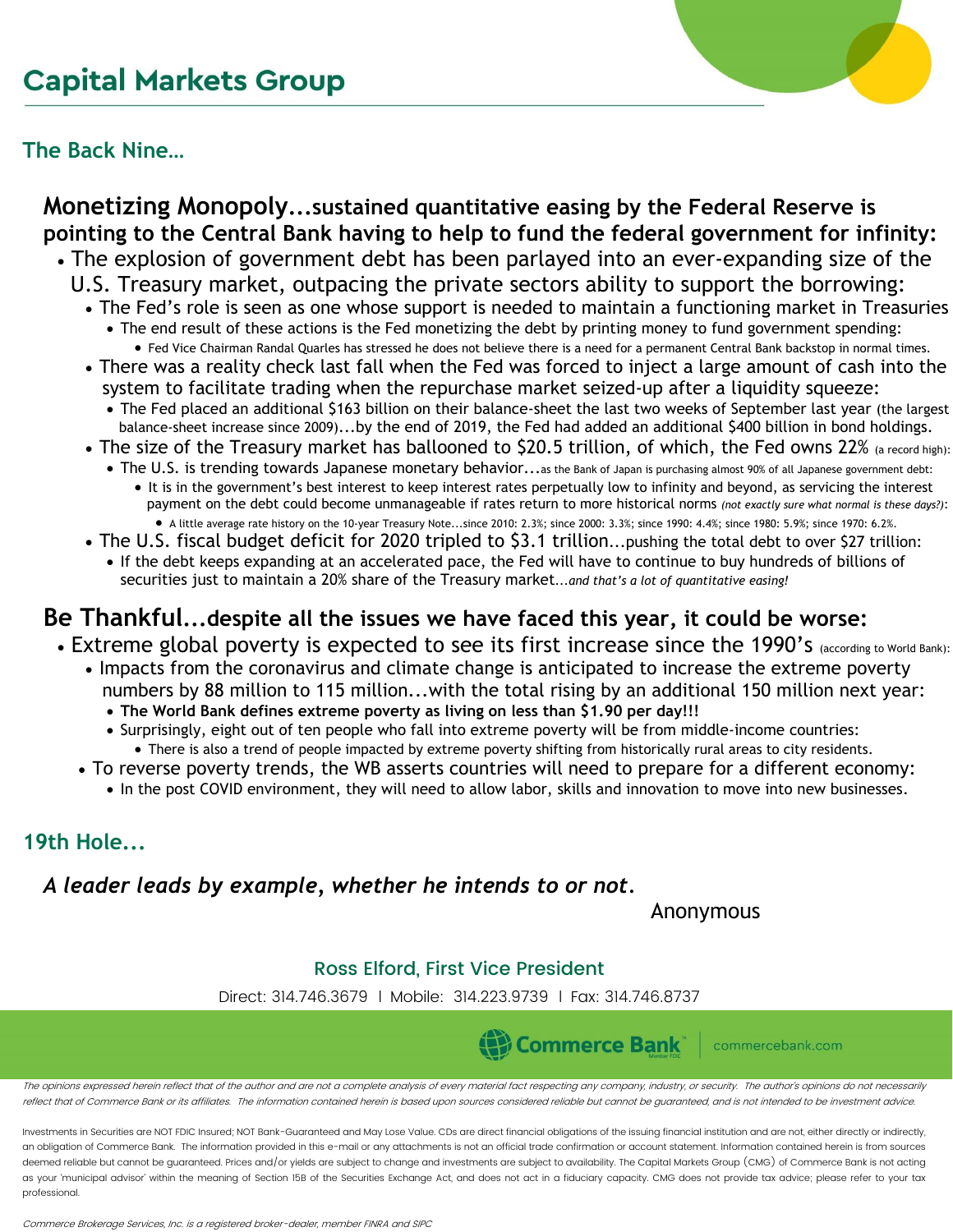## Capital Markets Group

### The Back Nine…

**Monetizing Monopoly...sustained quantitative easing by the Federal Reserve is pointing to the Central Bank having to help to fund the federal government for infinity:**

- The explosion of government debt has been parlayed into an ever-expanding size of the U.S. Treasury market, outpacing the private sectors ability to support the borrowing:
  - The Fed's role is seen as one whose support is needed to maintain a functioning market in Treasuries
    - The end result of these actions is the Fed monetizing the debt by printing money to fund government spending:
      - Fed Vice Chairman Randal Quarles has stressed he does not believe there is a need for a permanent Central Bank backstop in normal times.
  - There was a reality check last fall when the Fed was forced to inject a large amount of cash into the system to facilitate trading when the repurchase market seized-up after a liquidity squeeze:
    - The Fed placed an additional $163 billion on their balance-sheet the last two weeks of September last year (the largest balance-sheet increase since 2009)...by the end of 2019, the Fed had added an additional $400 billion in bond holdings.
  - The size of the Treasury market has ballooned to $20.5 trillion, of which, the Fed owns 22% (a record high):
    - The U.S. is trending towards Japanese monetary behavior...as the Bank of Japan is purchasing almost 90% of all Japanese government debt:
      - It is in the government's best interest to keep interest rates perpetually low to infinity and beyond, as servicing the interest payment on the debt could become unmanageable if rates return to more historical norms *(not exactly sure what normal is these days?)*:
        - A little average rate history on the 10-year Treasury Note...since 2010: 2.3%; since 2000: 3.3%; since 1990: 4.4%; since 1980: 5.9%; since 1970: 6.2%.
  - The U.S. fiscal budget deficit for 2020 tripled to $3.1 trillion...pushing the total debt to over $27 trillion:
    - If the debt keeps expanding at an accelerated pace, the Fed will have to continue to buy hundreds of billions of securities just to maintain a 20% share of the Treasury market*...and that's a lot of quantitative easing!*

**Be Thankful...despite all the issues we have faced this year, it could be worse:**

- Extreme global poverty is expected to see its first increase since the 1990's (according to World Bank):
  - Impacts from the coronavirus and climate change is anticipated to increase the extreme poverty numbers by 88 million to 115 million...with the total rising by an additional 150 million next year:
    - **The World Bank defines extreme poverty as living on less than $1.90 per day!!!**
    - Surprisingly, eight out of ten people who fall into extreme poverty will be from middle-income countries:
      - There is also a trend of people impacted by extreme poverty shifting from historically rural areas to city residents.
  - To reverse poverty trends, the WB asserts countries will need to prepare for a different economy:
    - In the post COVID environment, they will need to allow labor, skills and innovation to move into new businesses.

### 19th Hole...

***A leader leads by example, whether he intends to or not.***

Anonymous

Ross Elford, First Vice President

Direct: 314.746.3679 | Mobile: 314.223.9739 | Fax: 314.746.8737

Commerce Bank | commercebank.com

*The opinions expressed herein reflect that of the author and are not a complete analysis of every material fact respecting any company, industry, or security. The author's opinions do not necessarily reflect that of Commerce Bank or its affiliates. The information contained herein is based upon sources considered reliable but cannot be guaranteed, and is not intended to be investment advice.*

Investments in Securities are NOT FDIC Insured; NOT Bank-Guaranteed and May Lose Value. CDs are direct financial obligations of the issuing financial institution and are not, either directly or indirectly, an obligation of Commerce Bank. The information provided in this e-mail or any attachments is not an official trade confirmation or account statement. Information contained herein is from sources deemed reliable but cannot be guaranteed. Prices and/or yields are subject to change and investments are subject to availability. The Capital Markets Group (CMG) of Commerce Bank is not acting as your 'municipal advisor' within the meaning of Section 15B of the Securities Exchange Act, and does not act in a fiduciary capacity. CMG does not provide tax advice; please refer to your tax professional.

*Commerce Brokerage Services, Inc. is a registered broker-dealer, member FINRA and SIPC*